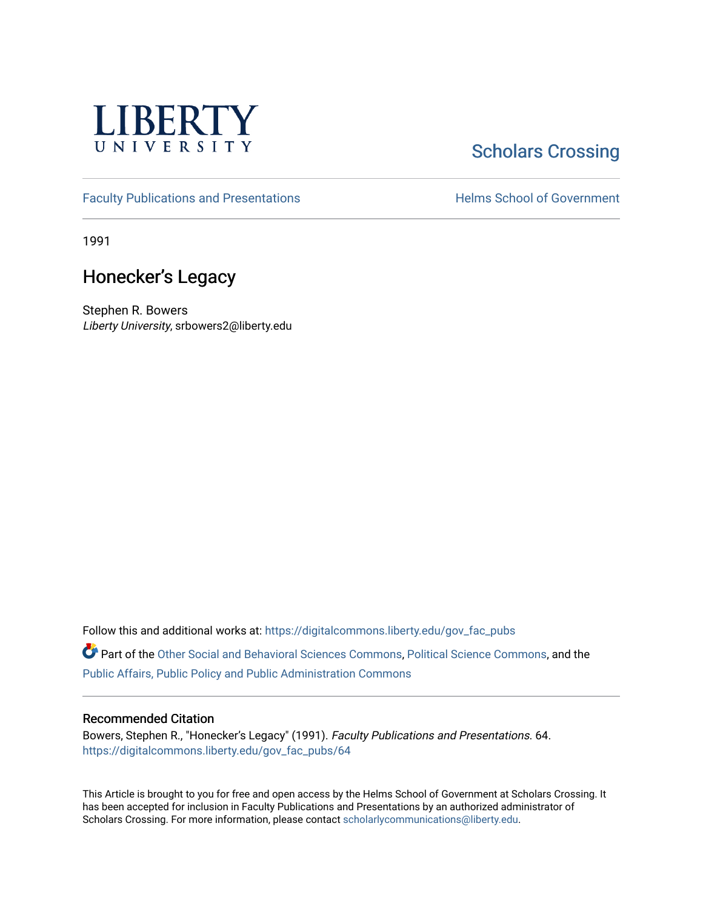LIBERTY UNIVERSITY

Scholars Crossing

Faculty Publications and Presentations

Helms School of Government

1991

# Honecker's Legacy

Stephen R. Bowers
*Liberty University*, srbowers2@liberty.edu

Follow this and additional works at: https://digitalcommons.liberty.edu/gov_fac_pubs

Part of the Other Social and Behavioral Sciences Commons, Political Science Commons, and the Public Affairs, Public Policy and Public Administration Commons

## Recommended Citation

Bowers, Stephen R., "Honecker's Legacy" (1991). *Faculty Publications and Presentations*. 64.
https://digitalcommons.liberty.edu/gov_fac_pubs/64

This Article is brought to you for free and open access by the Helms School of Government at Scholars Crossing. It has been accepted for inclusion in Faculty Publications and Presentations by an authorized administrator of Scholars Crossing. For more information, please contact scholarlycommunications@liberty.edu.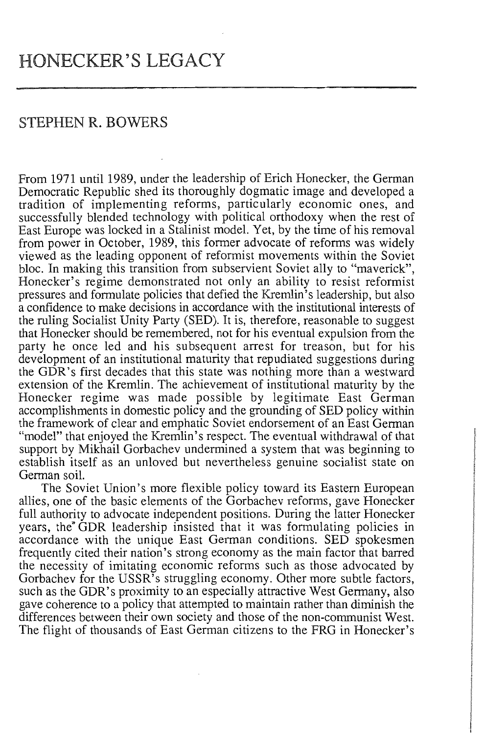# HONECKER'S LEGACY

## STEPHEN R. BOWERS

From 1971 until 1989, under the leadership of Erich Honecker, the German Democratic Republic shed its thoroughly dogmatic image and developed a tradition of implementing reforms, particularly economic ones, and successfully blended technology with political orthodoxy when the rest of East Europe was locked in a Stalinist model. Yet, by the time of his removal from power in October, 1989, this former advocate of reforms was widely viewed as the leading opponent of reformist movements within the Soviet bloc. In making this transition from subservient Soviet ally to "maverick", Honecker's regime demonstrated not only an ability to resist reformist pressures and formulate policies that defied the Kremlin's leadership, but also a confidence to make decisions in accordance with the institutional interests of the ruling Socialist Unity Party (SED). It is, therefore, reasonable to suggest that Honecker should be remembered, not for his eventual expulsion from the party he once led and his subsequent arrest for treason, but for his development of an institutional maturity that repudiated suggestions during the GDR's first decades that this state was nothing more than a westward extension of the Kremlin. The achievement of institutional maturity by the Honecker regime was made possible by legitimate East German accomplishments in domestic policy and the grounding of SED policy within the framework of clear and emphatic Soviet endorsement of an East German "model" that enjoyed the Kremlin's respect. The eventual withdrawal of that support by Mikhail Gorbachev undermined a system that was beginning to establish itself as an unloved but nevertheless genuine socialist state on German soil.

The Soviet Union's more flexible policy toward its Eastern European allies, one of the basic elements of the Gorbachev reforms, gave Honecker full authority to advocate independent positions. During the latter Honecker years, the GDR leadership insisted that it was formulating policies in accordance with the unique East German conditions. SED spokesmen frequently cited their nation's strong economy as the main factor that barred the necessity of imitating economic reforms such as those advocated by Gorbachev for the USSR's struggling economy. Other more subtle factors, such as the GDR's proximity to an especially attractive West Germany, also gave coherence to a policy that attempted to maintain rather than diminish the differences between their own society and those of the non-communist West. The flight of thousands of East German citizens to the FRG in Honecker's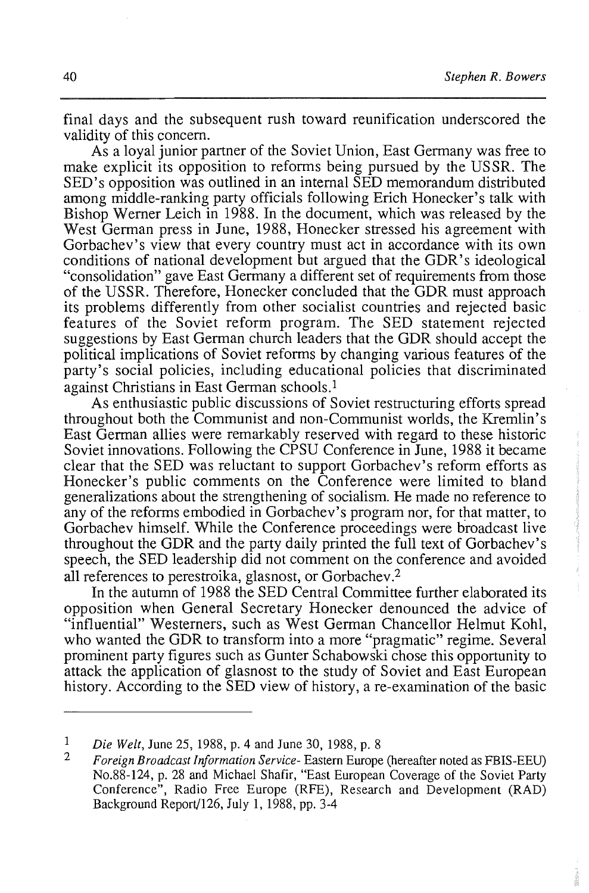final days and the subsequent rush toward reunification underscored the validity of this concern.

As a loyal junior partner of the Soviet Union, East Germany was free to make explicit its opposition to reforms being pursued by the USSR. The SED's opposition was outlined in an internal SED memorandum distributed among middle-ranking party officials following Erich Honecker's talk with Bishop Werner Leich in 1988. In the document, which was released by the West German press in June, 1988, Honecker stressed his agreement with Gorbachev's view that every country must act in accordance with its own conditions of national development but argued that the GDR's ideological "consolidation" gave East Germany a different set of requirements from those of the USSR. Therefore, Honecker concluded that the GDR must approach its problems differently from other socialist countries and rejected basic features of the Soviet reform program. The SED statement rejected suggestions by East German church leaders that the GDR should accept the political implications of Soviet reforms by changing various features of the party's social policies, including educational policies that discriminated against Christians in East German schools.[1]

As enthusiastic public discussions of Soviet restructuring efforts spread throughout both the Communist and non-Communist worlds, the Kremlin's East German allies were remarkably reserved with regard to these historic Soviet innovations. Following the CPSU Conference in June, 1988 it became clear that the SED was reluctant to support Gorbachev's reform efforts as Honecker's public comments on the Conference were limited to bland generalizations about the strengthening of socialism. He made no reference to any of the reforms embodied in Gorbachev's program nor, for that matter, to Gorbachev himself. While the Conference proceedings were broadcast live throughout the GDR and the party daily printed the full text of Gorbachev's speech, the SED leadership did not comment on the conference and avoided all references to perestroika, glasnost, or Gorbachev.[2]

In the autumn of 1988 the SED Central Committee further elaborated its opposition when General Secretary Honecker denounced the advice of "influential" Westerners, such as West German Chancellor Helmut Kohl, who wanted the GDR to transform into a more "pragmatic" regime. Several prominent party figures such as Gunter Schabowski chose this opportunity to attack the application of glasnost to the study of Soviet and East European history. According to the SED view of history, a re-examination of the basic

---

1 *Die Welt*, June 25, 1988, p. 4 and June 30, 1988, p. 8

2 *Foreign Broadcast Information Service*- Eastern Europe (hereafter noted as FBIS-EEU) No.88-124, p. 28 and Michael Shafir, "East European Coverage of the Soviet Party Conference", Radio Free Europe (RFE), Research and Development (RAD) Background Report/126, July 1, 1988, pp. 3-4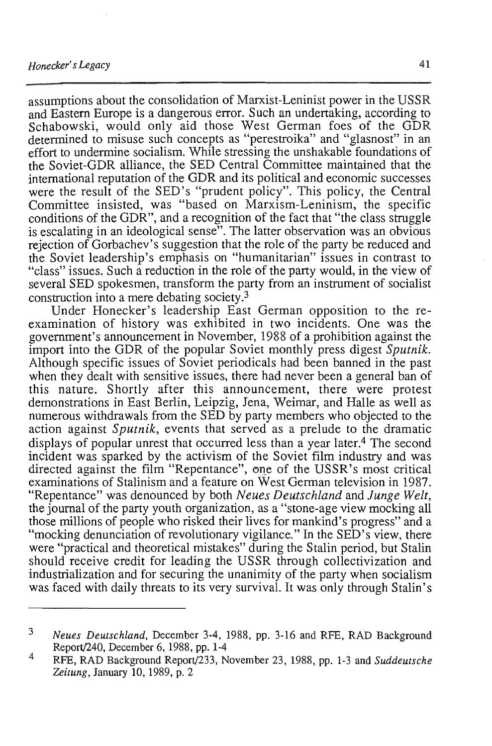assumptions about the consolidation of Marxist-Leninist power in the USSR and Eastern Europe is a dangerous error. Such an undertaking, according to Schabowski, would only aid those West German foes of the GDR determined to misuse such concepts as "perestroika" and "glasnost" in an effort to undermine socialism. While stressing the unshakable foundations of the Soviet-GDR alliance, the SED Central Committee maintained that the international reputation of the GDR and its political and economic successes were the result of the SED's "prudent policy". This policy, the Central Committee insisted, was "based on Marxism-Leninism, the specific conditions of the GDR", and a recognition of the fact that "the class struggle is escalating in an ideological sense". The latter observation was an obvious rejection of Gorbachev's suggestion that the role of the party be reduced and the Soviet leadership's emphasis on "humanitarian" issues in contrast to "class" issues. Such a reduction in the role of the party would, in the view of several SED spokesmen, transform the party from an instrument of socialist construction into a mere debating society.[3]

Under Honecker's leadership East German opposition to the re-examination of history was exhibited in two incidents. One was the government's announcement in November, 1988 of a prohibition against the import into the GDR of the popular Soviet monthly press digest *Sputnik*. Although specific issues of Soviet periodicals had been banned in the past when they dealt with sensitive issues, there had never been a general ban of this nature. Shortly after this announcement, there were protest demonstrations in East Berlin, Leipzig, Jena, Weimar, and Halle as well as numerous withdrawals from the SED by party members who objected to the action against *Sputnik*, events that served as a prelude to the dramatic displays of popular unrest that occurred less than a year later.[4] The second incident was sparked by the activism of the Soviet film industry and was directed against the film "Repentance", one of the USSR's most critical examinations of Stalinism and a feature on West German television in 1987. "Repentance" was denounced by both *Neues Deutschland* and *Junge Welt*, the journal of the party youth organization, as a "stone-age view mocking all those millions of people who risked their lives for mankind's progress" and a "mocking denunciation of revolutionary vigilance." In the SED's view, there were "practical and theoretical mistakes" during the Stalin period, but Stalin should receive credit for leading the USSR through collectivization and industrialization and for securing the unanimity of the party when socialism was faced with daily threats to its very survival. It was only through Stalin's

---

3 *Neues Deutschland*, December 3-4, 1988, pp. 3-16 and RFE, RAD Background Report/240, December 6, 1988, pp. 1-4

4 RFE, RAD Background Report/233, November 23, 1988, pp. 1-3 and *Suddeutsche Zeitung*, January 10, 1989, p. 2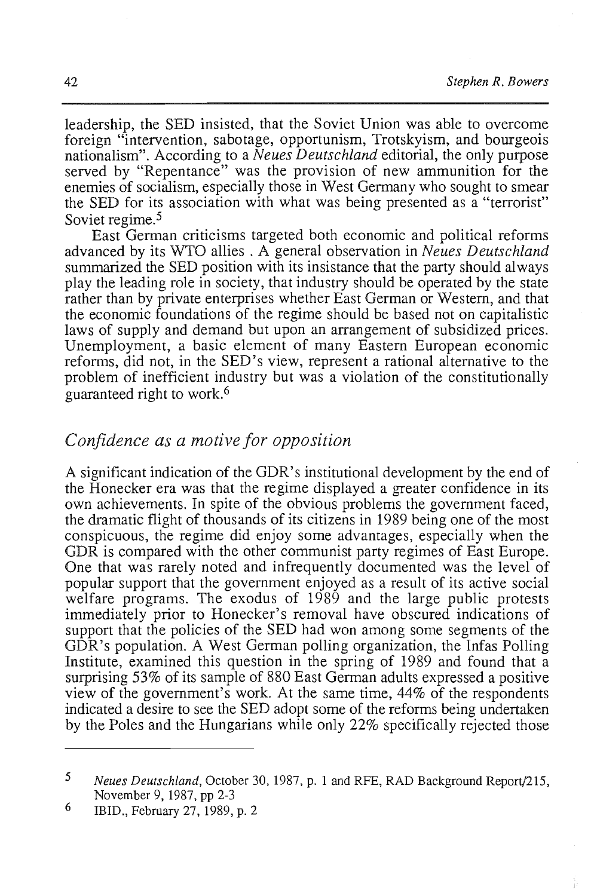leadership, the SED insisted, that the Soviet Union was able to overcome foreign "intervention, sabotage, opportunism, Trotskyism, and bourgeois nationalism". According to a *Neues Deutschland* editorial, the only purpose served by "Repentance" was the provision of new ammunition for the enemies of socialism, especially those in West Germany who sought to smear the SED for its association with what was being presented as a "terrorist" Soviet regime.[5]

East German criticisms targeted both economic and political reforms advanced by its WTO allies . A general observation in *Neues Deutschland* summarized the SED position with its insistance that the party should always play the leading role in society, that industry should be operated by the state rather than by private enterprises whether East German or Western, and that the economic foundations of the regime should be based not on capitalistic laws of supply and demand but upon an arrangement of subsidized prices. Unemployment, a basic element of many Eastern European economic reforms, did not, in the SED's view, represent a rational alternative to the problem of inefficient industry but was a violation of the constitutionally guaranteed right to work.[6]

## *Confidence as a motive for opposition*

A significant indication of the GDR's institutional development by the end of the Honecker era was that the regime displayed a greater confidence in its own achievements. In spite of the obvious problems the government faced, the dramatic flight of thousands of its citizens in 1989 being one of the most conspicuous, the regime did enjoy some advantages, especially when the GDR is compared with the other communist party regimes of East Europe. One that was rarely noted and infrequently documented was the level of popular support that the government enjoyed as a result of its active social welfare programs. The exodus of 1989 and the large public protests immediately prior to Honecker's removal have obscured indications of support that the policies of the SED had won among some segments of the GDR's population. A West German polling organization, the Infas Polling Institute, examined this question in the spring of 1989 and found that a surprising 53% of its sample of 880 East German adults expressed a positive view of the government's work. At the same time, 44% of the respondents indicated a desire to see the SED adopt some of the reforms being undertaken by the Poles and the Hungarians while only 22% specifically rejected those

---

5 *Neues Deutschland*, October 30, 1987, p. 1 and RFE, RAD Background Report/215, November 9, 1987, pp 2-3

6 IBID., February 27, 1989, p. 2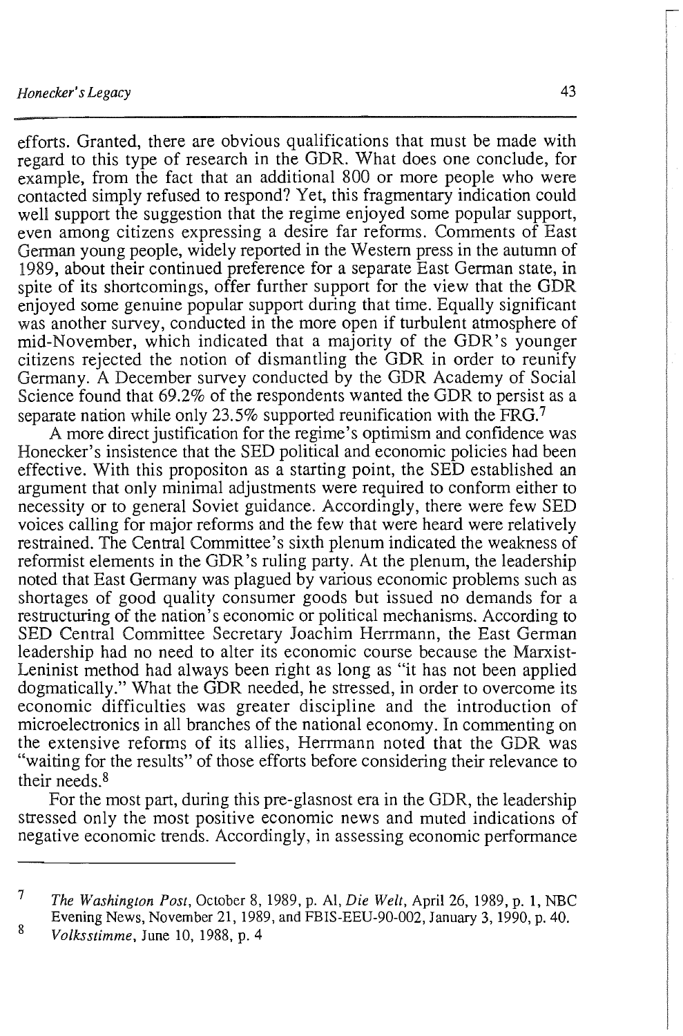efforts. Granted, there are obvious qualifications that must be made with regard to this type of research in the GDR. What does one conclude, for example, from the fact that an additional 800 or more people who were contacted simply refused to respond? Yet, this fragmentary indication could well support the suggestion that the regime enjoyed some popular support, even among citizens expressing a desire far reforms. Comments of East German young people, widely reported in the Western press in the autumn of 1989, about their continued preference for a separate East German state, in spite of its shortcomings, offer further support for the view that the GDR enjoyed some genuine popular support during that time. Equally significant was another survey, conducted in the more open if turbulent atmosphere of mid-November, which indicated that a majority of the GDR's younger citizens rejected the notion of dismantling the GDR in order to reunify Germany. A December survey conducted by the GDR Academy of Social Science found that 69.2% of the respondents wanted the GDR to persist as a separate nation while only 23.5% supported reunification with the FRG.[7]

A more direct justification for the regime's optimism and confidence was Honecker's insistence that the SED political and economic policies had been effective. With this propositon as a starting point, the SED established an argument that only minimal adjustments were required to conform either to necessity or to general Soviet guidance. Accordingly, there were few SED voices calling for major reforms and the few that were heard were relatively restrained. The Central Committee's sixth plenum indicated the weakness of reformist elements in the GDR's ruling party. At the plenum, the leadership noted that East Germany was plagued by various economic problems such as shortages of good quality consumer goods but issued no demands for a restructuring of the nation's economic or political mechanisms. According to SED Central Committee Secretary Joachim Herrmann, the East German leadership had no need to alter its economic course because the Marxist-Leninist method had always been right as long as "it has not been applied dogmatically." What the GDR needed, he stressed, in order to overcome its economic difficulties was greater discipline and the introduction of microelectronics in all branches of the national economy. In commenting on the extensive reforms of its allies, Herrmann noted that the GDR was "waiting for the results" of those efforts before considering their relevance to their needs.[8]

For the most part, during this pre-glasnost era in the GDR, the leadership stressed only the most positive economic news and muted indications of negative economic trends. Accordingly, in assessing economic performance

---

7 *The Washington Post*, October 8, 1989, p. Al, *Die Welt*, April 26, 1989, p. 1, NBC Evening News, November 21, 1989, and FBIS-EEU-90-002, January 3, 1990, p. 40.

8 *Volksstimme*, June 10, 1988, p. 4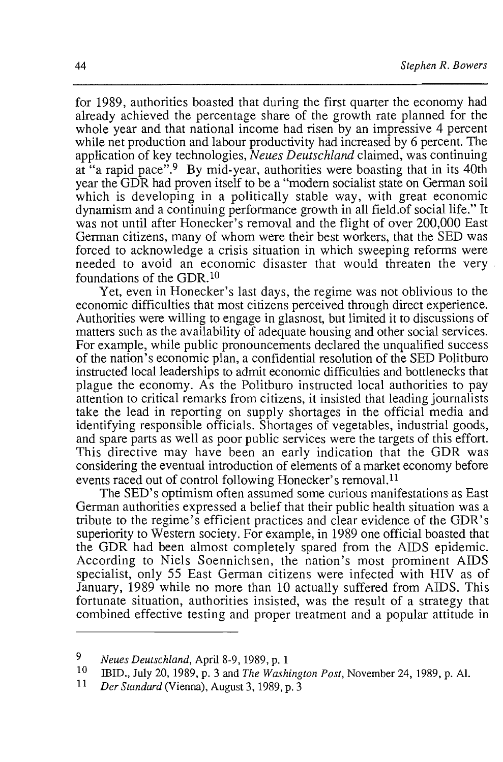for 1989, authorities boasted that during the first quarter the economy had already achieved the percentage share of the growth rate planned for the whole year and that national income had risen by an impressive 4 percent while net production and labour productivity had increased by 6 percent. The application of key technologies, *Neues Deutschland* claimed, was continuing at "a rapid pace".[9] By mid-year, authorities were boasting that in its 40th year the GDR had proven itself to be a "modern socialist state on German soil which is developing in a politically stable way, with great economic dynamism and a continuing performance growth in all field.of social life." It was not until after Honecker's removal and the flight of over 200,000 East German citizens, many of whom were their best workers, that the SED was forced to acknowledge a crisis situation in which sweeping reforms were needed to avoid an economic disaster that would threaten the very foundations of the GDR.[10]

Yet, even in Honecker's last days, the regime was not oblivious to the economic difficulties that most citizens perceived through direct experience. Authorities were willing to engage in glasnost, but limited it to discussions of matters such as the availability of adequate housing and other social services. For example, while public pronouncements declared the unqualified success of the nation's economic plan, a confidential resolution of the SED Politburo instructed local leaderships to admit economic difficulties and bottlenecks that plague the economy. As the Politburo instructed local authorities to pay attention to critical remarks from citizens, it insisted that leading journalists take the lead in reporting on supply shortages in the official media and identifying responsible officials. Shortages of vegetables, industrial goods, and spare parts as well as poor public services were the targets of this effort. This directive may have been an early indication that the GDR was considering the eventual introduction of elements of a market economy before events raced out of control following Honecker's removal.[11]

The SED's optimism often assumed some curious manifestations as East German authorities expressed a belief that their public health situation was a tribute to the regime's efficient practices and clear evidence of the GDR's superiority to Western society. For example, in 1989 one official boasted that the GDR had been almost completely spared from the AIDS epidemic. According to Niels Soennichsen, the nation's most prominent AIDS specialist, only 55 East German citizens were infected with HIV as of January, 1989 while no more than 10 actually suffered from AIDS. This fortunate situation, authorities insisted, was the result of a strategy that combined effective testing and proper treatment and a popular attitude in

---

9 *Neues Deutschland*, April 8-9, 1989, p. 1

10 IBID., July 20, 1989, p. 3 and *The Washington Post*, November 24, 1989, p. A1.

11 *Der Standard* (Vienna), August 3, 1989, p. 3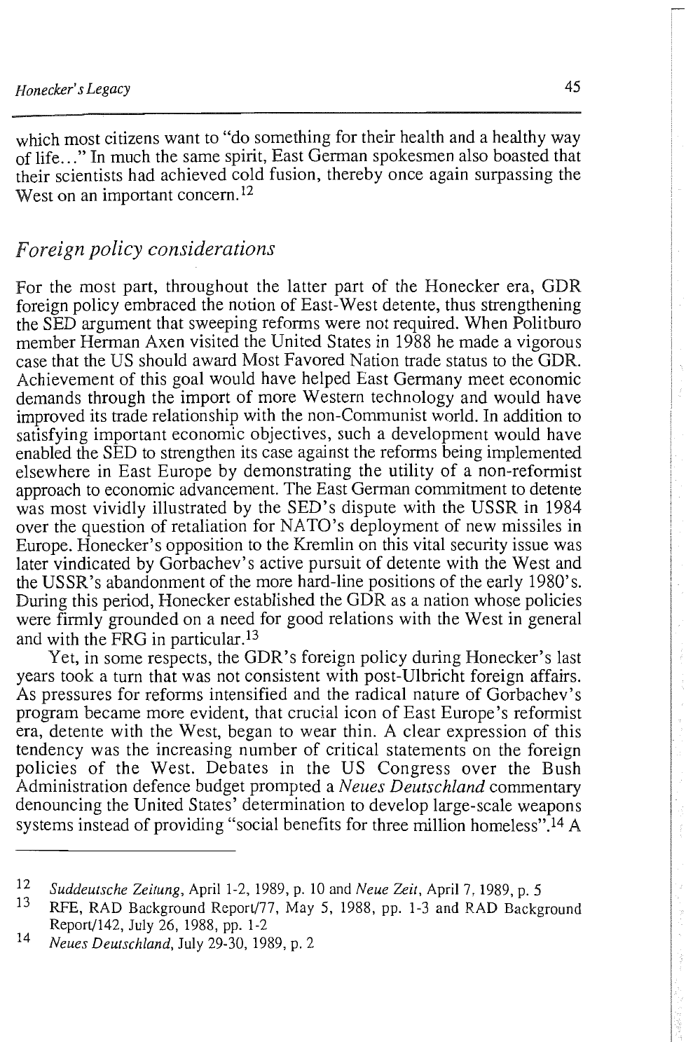which most citizens want to "do something for their health and a healthy way of life..." In much the same spirit, East German spokesmen also boasted that their scientists had achieved cold fusion, thereby once again surpassing the West on an important concern.[12]

## *Foreign policy considerations*

For the most part, throughout the latter part of the Honecker era, GDR foreign policy embraced the notion of East-West detente, thus strengthening the SED argument that sweeping reforms were not required. When Politburo member Herman Axen visited the United States in 1988 he made a vigorous case that the US should award Most Favored Nation trade status to the GDR. Achievement of this goal would have helped East Germany meet economic demands through the import of more Western technology and would have improved its trade relationship with the non-Communist world. In addition to satisfying important economic objectives, such a development would have enabled the SED to strengthen its case against the reforms being implemented elsewhere in East Europe by demonstrating the utility of a non-reformist approach to economic advancement. The East German commitment to detente was most vividly illustrated by the SED's dispute with the USSR in 1984 over the question of retaliation for NATO's deployment of new missiles in Europe. Honecker's opposition to the Kremlin on this vital security issue was later vindicated by Gorbachev's active pursuit of detente with the West and the USSR's abandonment of the more hard-line positions of the early 1980's. During this period, Honecker established the GDR as a nation whose policies were firmly grounded on a need for good relations with the West in general and with the FRG in particular.[13]

Yet, in some respects, the GDR's foreign policy during Honecker's last years took a turn that was not consistent with post-Ulbricht foreign affairs. As pressures for reforms intensified and the radical nature of Gorbachev's program became more evident, that crucial icon of East Europe's reformist era, detente with the West, began to wear thin. A clear expression of this tendency was the increasing number of critical statements on the foreign policies of the West. Debates in the US Congress over the Bush Administration defence budget prompted a *Neues Deutschland* commentary denouncing the United States' determination to develop large-scale weapons systems instead of providing "social benefits for three million homeless".[14] A

---

[12] *Suddeutsche Zeitung*, April 1-2, 1989, p. 10 and *Neue Zeit*, April 7, 1989, p. 5

[13] RFE, RAD Background Report/77, May 5, 1988, pp. 1-3 and RAD Background Report/142, July 26, 1988, pp. 1-2

[14] *Neues Deutschland*, July 29-30, 1989, p. 2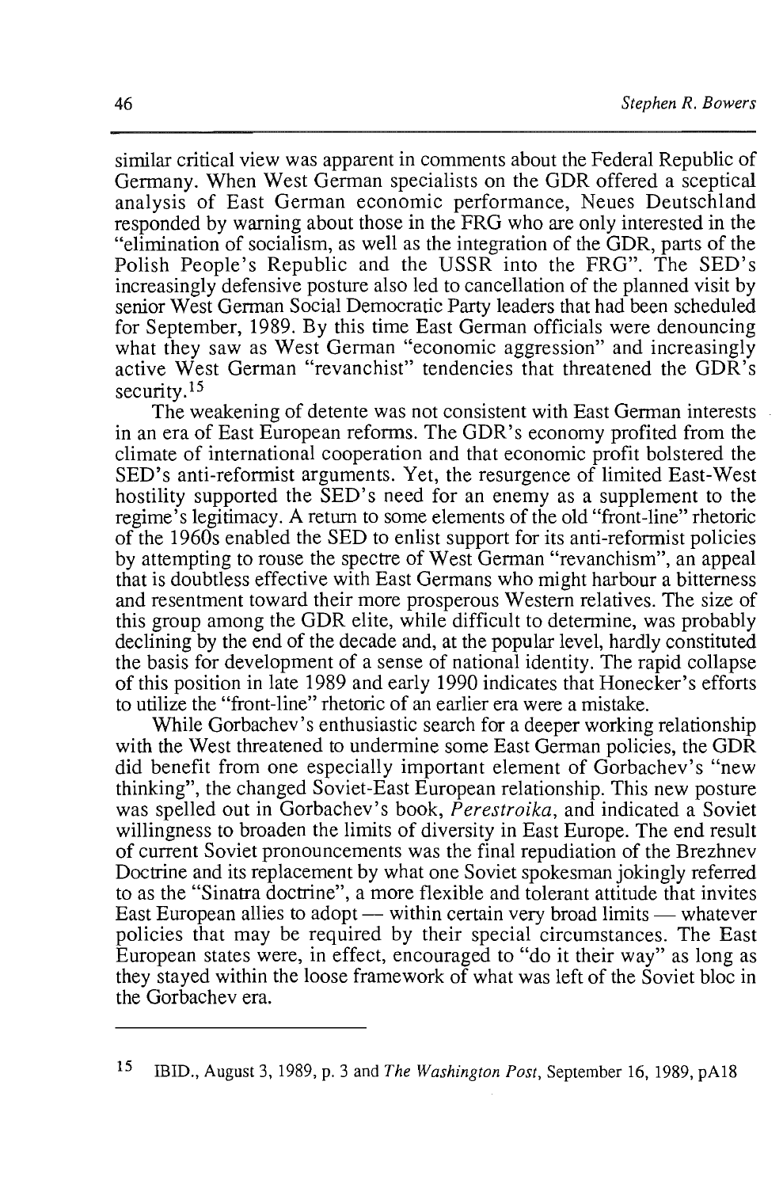similar critical view was apparent in comments about the Federal Republic of Germany. When West German specialists on the GDR offered a sceptical analysis of East German economic performance, Neues Deutschland responded by warning about those in the FRG who are only interested in the "elimination of socialism, as well as the integration of the GDR, parts of the Polish People's Republic and the USSR into the FRG". The SED's increasingly defensive posture also led to cancellation of the planned visit by senior West German Social Democratic Party leaders that had been scheduled for September, 1989. By this time East German officials were denouncing what they saw as West German "economic aggression" and increasingly active West German "revanchist" tendencies that threatened the GDR's security.[15]

The weakening of detente was not consistent with East German interests in an era of East European reforms. The GDR's economy profited from the climate of international cooperation and that economic profit bolstered the SED's anti-reformist arguments. Yet, the resurgence of limited East-West hostility supported the SED's need for an enemy as a supplement to the regime's legitimacy. A return to some elements of the old "front-line" rhetoric of the 1960s enabled the SED to enlist support for its anti-reformist policies by attempting to rouse the spectre of West German "revanchism", an appeal that is doubtless effective with East Germans who might harbour a bitterness and resentment toward their more prosperous Western relatives. The size of this group among the GDR elite, while difficult to determine, was probably declining by the end of the decade and, at the popular level, hardly constituted the basis for development of a sense of national identity. The rapid collapse of this position in late 1989 and early 1990 indicates that Honecker's efforts to utilize the "front-line" rhetoric of an earlier era were a mistake.

While Gorbachev's enthusiastic search for a deeper working relationship with the West threatened to undermine some East German policies, the GDR did benefit from one especially important element of Gorbachev's "new thinking", the changed Soviet-East European relationship. This new posture was spelled out in Gorbachev's book, *Perestroika*, and indicated a Soviet willingness to broaden the limits of diversity in East Europe. The end result of current Soviet pronouncements was the final repudiation of the Brezhnev Doctrine and its replacement by what one Soviet spokesman jokingly referred to as the "Sinatra doctrine", a more flexible and tolerant attitude that invites East European allies to adopt — within certain very broad limits — whatever policies that may be required by their special circumstances. The East European states were, in effect, encouraged to "do it their way" as long as they stayed within the loose framework of what was left of the Soviet bloc in the Gorbachev era.

---

[15] IBID., August 3, 1989, p. 3 and *The Washington Post*, September 16, 1989, pA18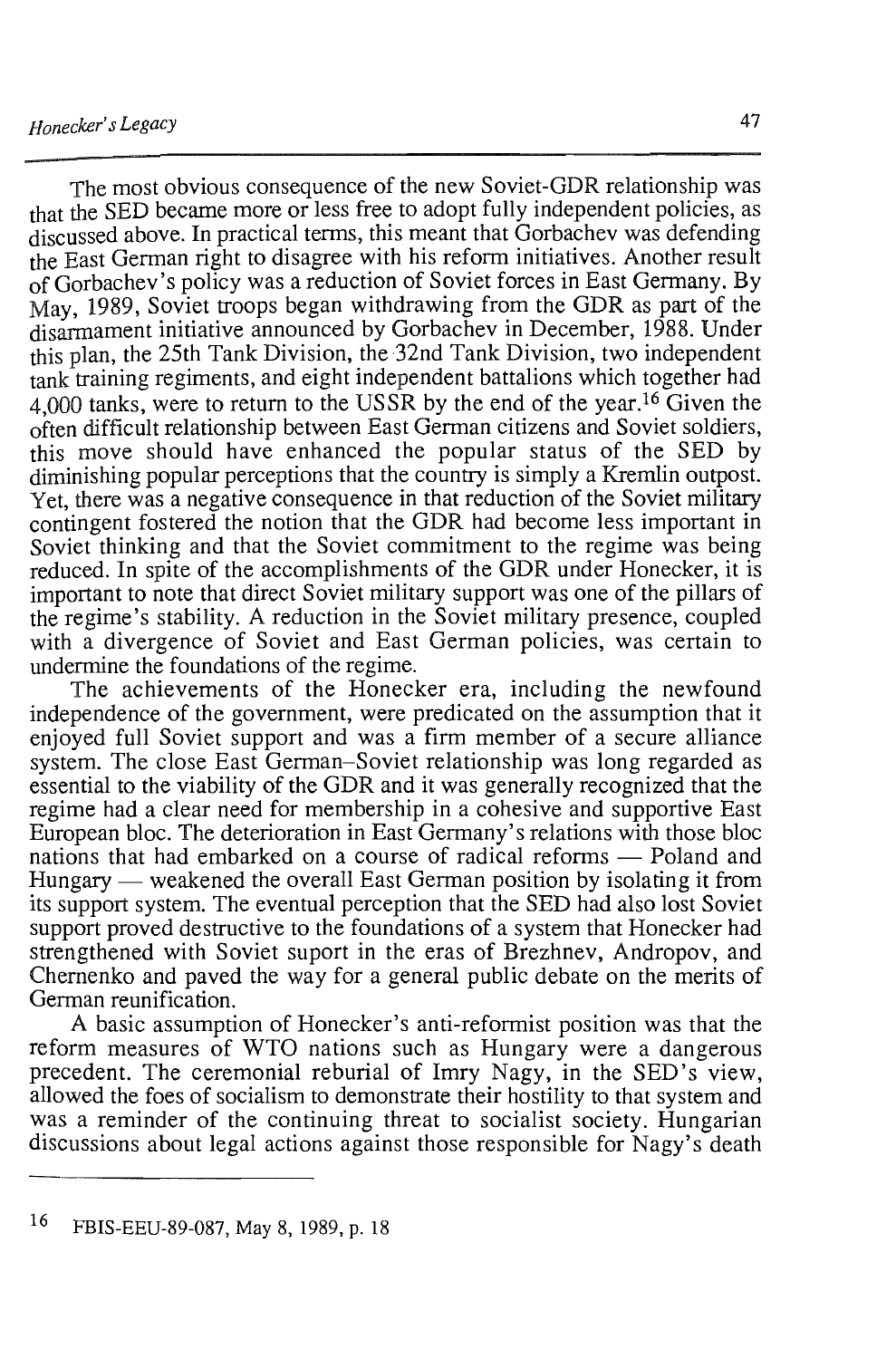The most obvious consequence of the new Soviet-GDR relationship was that the SED became more or less free to adopt fully independent policies, as discussed above. In practical terms, this meant that Gorbachev was defending the East German right to disagree with his reform initiatives. Another result of Gorbachev's policy was a reduction of Soviet forces in East Germany. By May, 1989, Soviet troops began withdrawing from the GDR as part of the disarmament initiative announced by Gorbachev in December, 1988. Under this plan, the 25th Tank Division, the 32nd Tank Division, two independent tank training regiments, and eight independent battalions which together had 4,000 tanks, were to return to the USSR by the end of the year.[16] Given the often difficult relationship between East German citizens and Soviet soldiers, this move should have enhanced the popular status of the SED by diminishing popular perceptions that the country is simply a Kremlin outpost. Yet, there was a negative consequence in that reduction of the Soviet military contingent fostered the notion that the GDR had become less important in Soviet thinking and that the Soviet commitment to the regime was being reduced. In spite of the accomplishments of the GDR under Honecker, it is important to note that direct Soviet military support was one of the pillars of the regime's stability. A reduction in the Soviet military presence, coupled with a divergence of Soviet and East German policies, was certain to undermine the foundations of the regime.

The achievements of the Honecker era, including the newfound independence of the government, were predicated on the assumption that it enjoyed full Soviet support and was a firm member of a secure alliance system. The close East German–Soviet relationship was long regarded as essential to the viability of the GDR and it was generally recognized that the regime had a clear need for membership in a cohesive and supportive East European bloc. The deterioration in East Germany's relations with those bloc nations that had embarked on a course of radical reforms — Poland and Hungary — weakened the overall East German position by isolating it from its support system. The eventual perception that the SED had also lost Soviet support proved destructive to the foundations of a system that Honecker had strengthened with Soviet suport in the eras of Brezhnev, Andropov, and Chernenko and paved the way for a general public debate on the merits of German reunification.

A basic assumption of Honecker's anti-reformist position was that the reform measures of WTO nations such as Hungary were a dangerous precedent. The ceremonial reburial of Imry Nagy, in the SED's view, allowed the foes of socialism to demonstrate their hostility to that system and was a reminder of the continuing threat to socialist society. Hungarian discussions about legal actions against those responsible for Nagy's death

---

16 FBIS-EEU-89-087, May 8, 1989, p. 18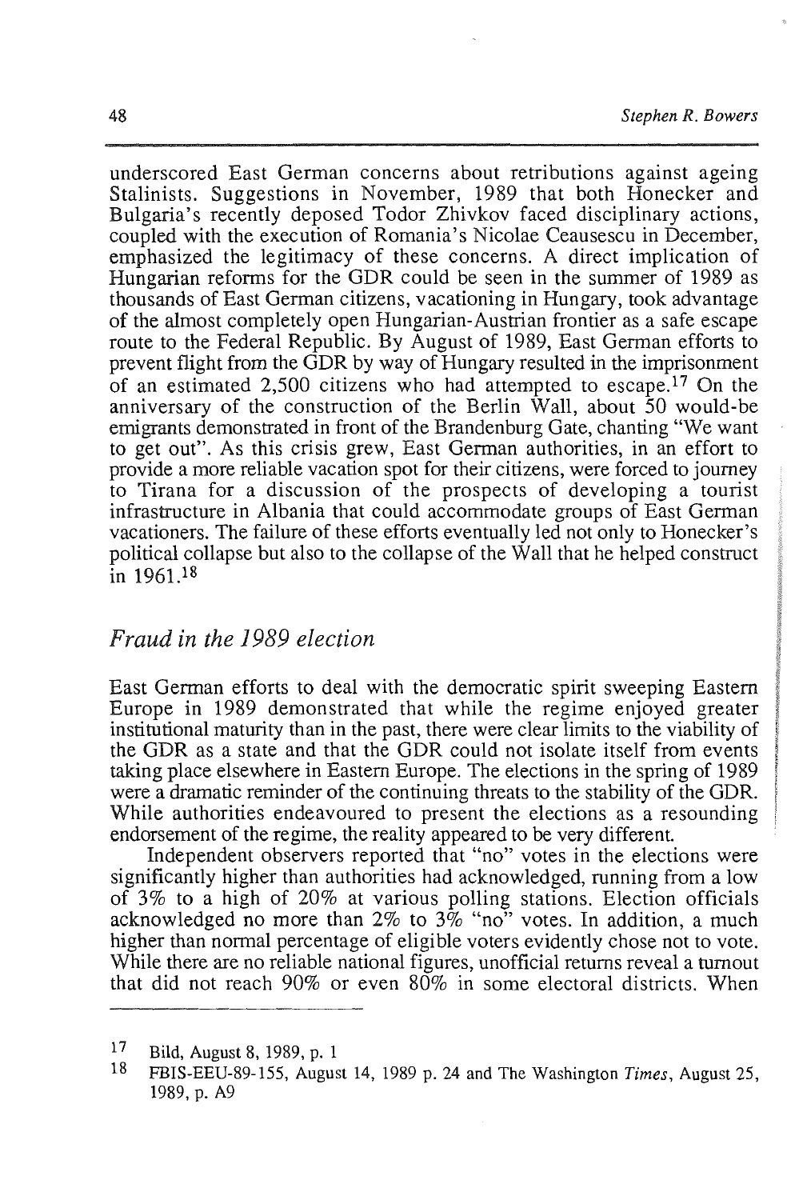underscored East German concerns about retributions against ageing Stalinists. Suggestions in November, 1989 that both Honecker and Bulgaria's recently deposed Todor Zhivkov faced disciplinary actions, coupled with the execution of Romania's Nicolae Ceausescu in December, emphasized the legitimacy of these concerns. A direct implication of Hungarian reforms for the GDR could be seen in the summer of 1989 as thousands of East German citizens, vacationing in Hungary, took advantage of the almost completely open Hungarian-Austrian frontier as a safe escape route to the Federal Republic. By August of 1989, East German efforts to prevent flight from the GDR by way of Hungary resulted in the imprisonment of an estimated 2,500 citizens who had attempted to escape.[17] On the anniversary of the construction of the Berlin Wall, about 50 would-be emigrants demonstrated in front of the Brandenburg Gate, chanting "We want to get out". As this crisis grew, East German authorities, in an effort to provide a more reliable vacation spot for their citizens, were forced to journey to Tirana for a discussion of the prospects of developing a tourist infrastructure in Albania that could accommodate groups of East German vacationers. The failure of these efforts eventually led not only to Honecker's political collapse but also to the collapse of the Wall that he helped construct in 1961.[18]

## *Fraud in the 1989 election*

East German efforts to deal with the democratic spirit sweeping Eastern Europe in 1989 demonstrated that while the regime enjoyed greater institutional maturity than in the past, there were clear limits to the viability of the GDR as a state and that the GDR could not isolate itself from events taking place elsewhere in Eastern Europe. The elections in the spring of 1989 were a dramatic reminder of the continuing threats to the stability of the GDR. While authorities endeavoured to present the elections as a resounding endorsement of the regime, the reality appeared to be very different.

Independent observers reported that "no" votes in the elections were significantly higher than authorities had acknowledged, running from a low of 3% to a high of 20% at various polling stations. Election officials acknowledged no more than 2% to 3% "no" votes. In addition, a much higher than normal percentage of eligible voters evidently chose not to vote. While there are no reliable national figures, unofficial returns reveal a turnout that did not reach 90% or even 80% in some electoral districts. When

---

[17] Bild, August 8, 1989, p. 1

[18] FBIS-EEU-89-155, August 14, 1989 p. 24 and The Washington *Times*, August 25, 1989, p. A9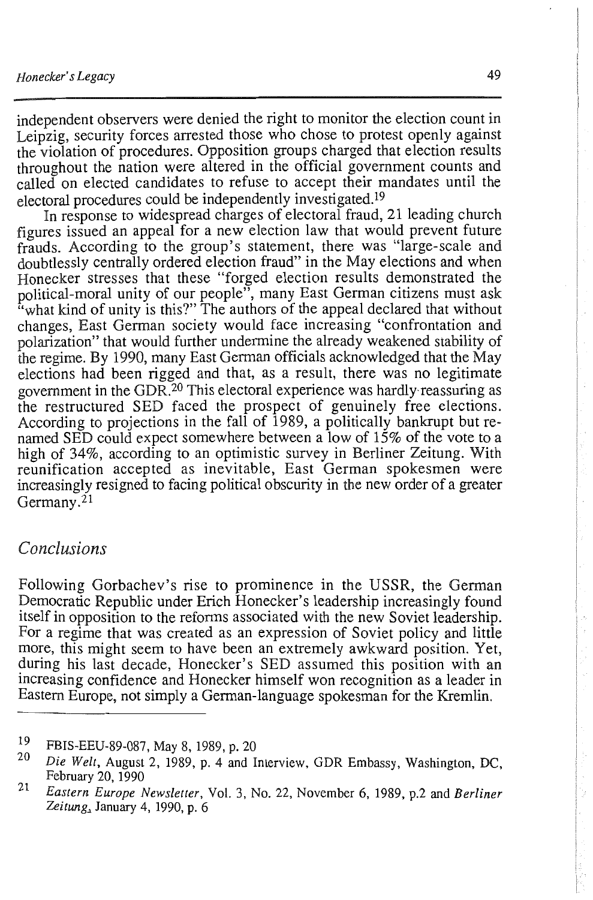independent observers were denied the right to monitor the election count in Leipzig, security forces arrested those who chose to protest openly against the violation of procedures. Opposition groups charged that election results throughout the nation were altered in the official government counts and called on elected candidates to refuse to accept their mandates until the electoral procedures could be independently investigated.[19]

In response to widespread charges of electoral fraud, 21 leading church figures issued an appeal for a new election law that would prevent future frauds. According to the group's statement, there was "large-scale and doubtlessly centrally ordered election fraud" in the May elections and when Honecker stresses that these "forged election results demonstrated the political-moral unity of our people", many East German citizens must ask "what kind of unity is this?" The authors of the appeal declared that without changes, East German society would face increasing "confrontation and polarization" that would further undermine the already weakened stability of the regime. By 1990, many East German officials acknowledged that the May elections had been rigged and that, as a result, there was no legitimate government in the GDR.[20] This electoral experience was hardly reassuring as the restructured SED faced the prospect of genuinely free elections. According to projections in the fall of 1989, a politically bankrupt but re-named SED could expect somewhere between a low of 15% of the vote to a high of 34%, according to an optimistic survey in Berliner Zeitung. With reunification accepted as inevitable, East German spokesmen were increasingly resigned to facing political obscurity in the new order of a greater Germany.[21]

## *Conclusions*

Following Gorbachev's rise to prominence in the USSR, the German Democratic Republic under Erich Honecker's leadership increasingly found itself in opposition to the reforms associated with the new Soviet leadership. For a regime that was created as an expression of Soviet policy and little more, this might seem to have been an extremely awkward position. Yet, during his last decade, Honecker's SED assumed this position with an increasing confidence and Honecker himself won recognition as a leader in Eastern Europe, not simply a German-language spokesman for the Kremlin.

---

19 FBIS-EEU-89-087, May 8, 1989, p. 20

20 *Die Welt*, August 2, 1989, p. 4 and Interview, GDR Embassy, Washington, DC, February 20, 1990

21 *Eastern Europe Newsletter*, Vol. 3, No. 22, November 6, 1989, p.2 and *Berliner Zeitung*, January 4, 1990, p. 6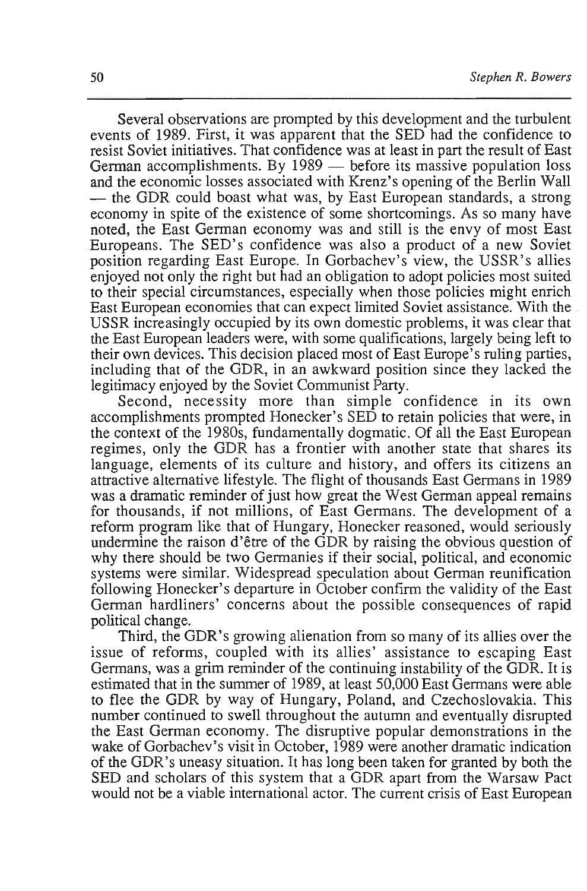Several observations are prompted by this development and the turbulent events of 1989. First, it was apparent that the SED had the confidence to resist Soviet initiatives. That confidence was at least in part the result of East German accomplishments. By 1989 — before its massive population loss and the economic losses associated with Krenz's opening of the Berlin Wall — the GDR could boast what was, by East European standards, a strong economy in spite of the existence of some shortcomings. As so many have noted, the East German economy was and still is the envy of most East Europeans. The SED's confidence was also a product of a new Soviet position regarding East Europe. In Gorbachev's view, the USSR's allies enjoyed not only the right but had an obligation to adopt policies most suited to their special circumstances, especially when those policies might enrich East European economies that can expect limited Soviet assistance. With the USSR increasingly occupied by its own domestic problems, it was clear that the East European leaders were, with some qualifications, largely being left to their own devices. This decision placed most of East Europe's ruling parties, including that of the GDR, in an awkward position since they lacked the legitimacy enjoyed by the Soviet Communist Party.

Second, necessity more than simple confidence in its own accomplishments prompted Honecker's SED to retain policies that were, in the context of the 1980s, fundamentally dogmatic. Of all the East European regimes, only the GDR has a frontier with another state that shares its language, elements of its culture and history, and offers its citizens an attractive alternative lifestyle. The flight of thousands East Germans in 1989 was a dramatic reminder of just how great the West German appeal remains for thousands, if not millions, of East Germans. The development of a reform program like that of Hungary, Honecker reasoned, would seriously undermine the raison d'être of the GDR by raising the obvious question of why there should be two Germanies if their social, political, and economic systems were similar. Widespread speculation about German reunification following Honecker's departure in October confirm the validity of the East German hardliners' concerns about the possible consequences of rapid political change.

Third, the GDR's growing alienation from so many of its allies over the issue of reforms, coupled with its allies' assistance to escaping East Germans, was a grim reminder of the continuing instability of the GDR. It is estimated that in the summer of 1989, at least 50,000 East Germans were able to flee the GDR by way of Hungary, Poland, and Czechoslovakia. This number continued to swell throughout the autumn and eventually disrupted the East German economy. The disruptive popular demonstrations in the wake of Gorbachev's visit in October, 1989 were another dramatic indication of the GDR's uneasy situation. It has long been taken for granted by both the SED and scholars of this system that a GDR apart from the Warsaw Pact would not be a viable international actor. The current crisis of East European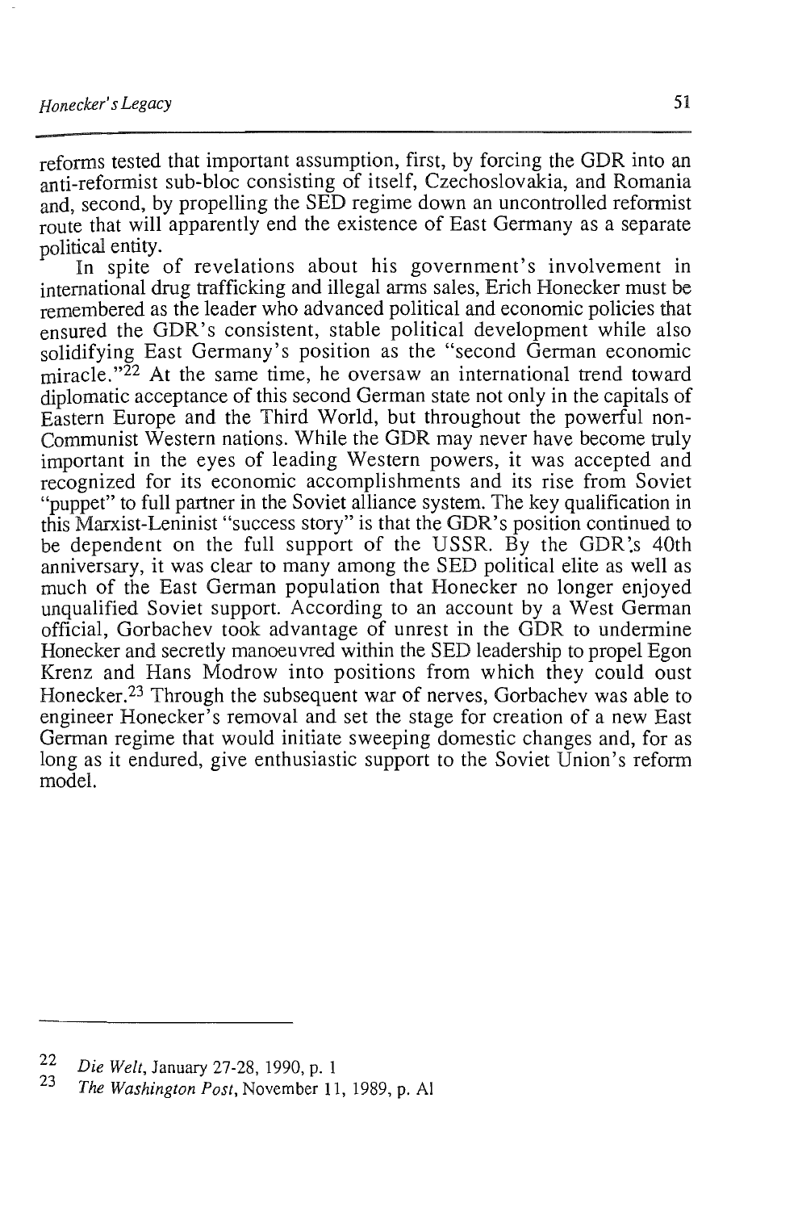reforms tested that important assumption, first, by forcing the GDR into an anti-reformist sub-bloc consisting of itself, Czechoslovakia, and Romania and, second, by propelling the SED regime down an uncontrolled reformist route that will apparently end the existence of East Germany as a separate political entity.

In spite of revelations about his government's involvement in international drug trafficking and illegal arms sales, Erich Honecker must be remembered as the leader who advanced political and economic policies that ensured the GDR's consistent, stable political development while also solidifying East Germany's position as the "second German economic miracle."[22] At the same time, he oversaw an international trend toward diplomatic acceptance of this second German state not only in the capitals of Eastern Europe and the Third World, but throughout the powerful non-Communist Western nations. While the GDR may never have become truly important in the eyes of leading Western powers, it was accepted and recognized for its economic accomplishments and its rise from Soviet "puppet" to full partner in the Soviet alliance system. The key qualification in this Marxist-Leninist "success story" is that the GDR's position continued to be dependent on the full support of the USSR. By the GDR's 40th anniversary, it was clear to many among the SED political elite as well as much of the East German population that Honecker no longer enjoyed unqualified Soviet support. According to an account by a West German official, Gorbachev took advantage of unrest in the GDR to undermine Honecker and secretly manoeuvred within the SED leadership to propel Egon Krenz and Hans Modrow into positions from which they could oust Honecker.[23] Through the subsequent war of nerves, Gorbachev was able to engineer Honecker's removal and set the stage for creation of a new East German regime that would initiate sweeping domestic changes and, for as long as it endured, give enthusiastic support to the Soviet Union's reform model.

---

22 *Die Welt*, January 27-28, 1990, p. 1

23 *The Washington Post*, November 11, 1989, p. A1